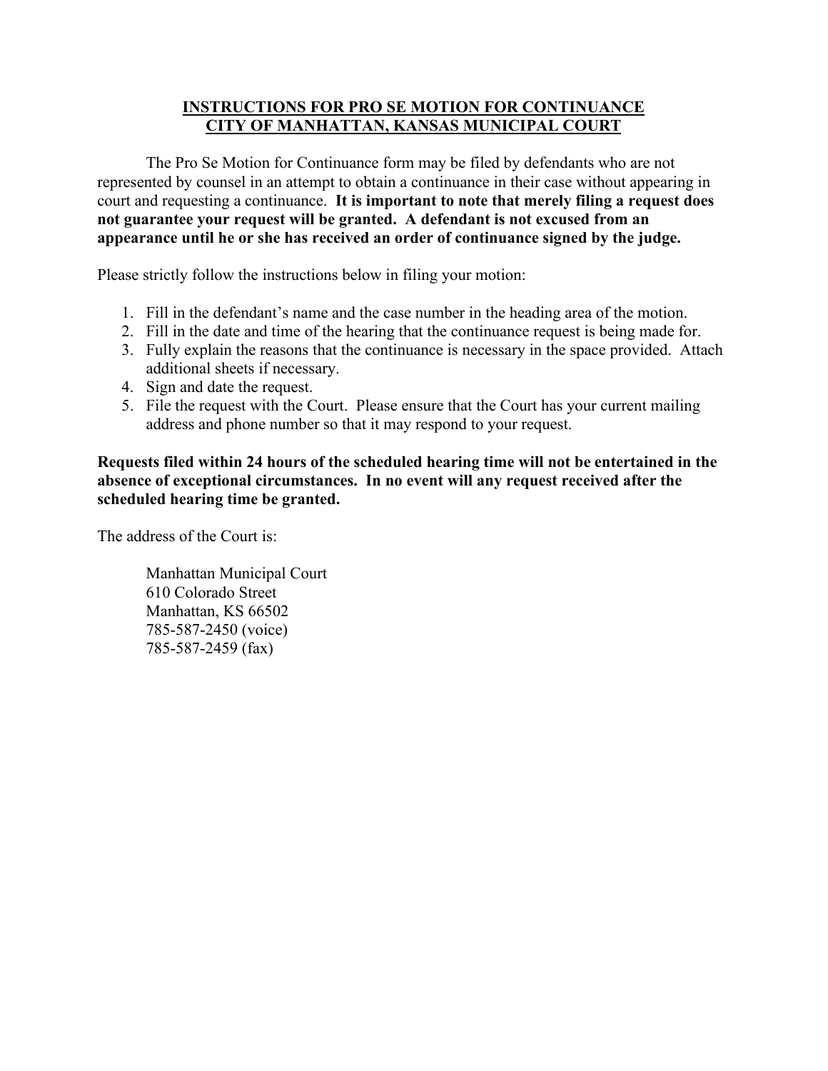# INSTRUCTIONS FOR PRO SE MOTION FOR CONTINUANCE
# CITY OF MANHATTAN, KANSAS MUNICIPAL COURT

The Pro Se Motion for Continuance form may be filed by defendants who are not represented by counsel in an attempt to obtain a continuance in their case without appearing in court and requesting a continuance. **It is important to note that merely filing a request does not guarantee your request will be granted. A defendant is not excused from an appearance until he or she has received an order of continuance signed by the judge.**

Please strictly follow the instructions below in filing your motion:

1. Fill in the defendant's name and the case number in the heading area of the motion.
2. Fill in the date and time of the hearing that the continuance request is being made for.
3. Fully explain the reasons that the continuance is necessary in the space provided. Attach additional sheets if necessary.
4. Sign and date the request.
5. File the request with the Court. Please ensure that the Court has your current mailing address and phone number so that it may respond to your request.

**Requests filed within 24 hours of the scheduled hearing time will not be entertained in the absence of exceptional circumstances. In no event will any request received after the scheduled hearing time be granted.**

The address of the Court is:

Manhattan Municipal Court
610 Colorado Street
Manhattan, KS 66502
785-587-2450 (voice)
785-587-2459 (fax)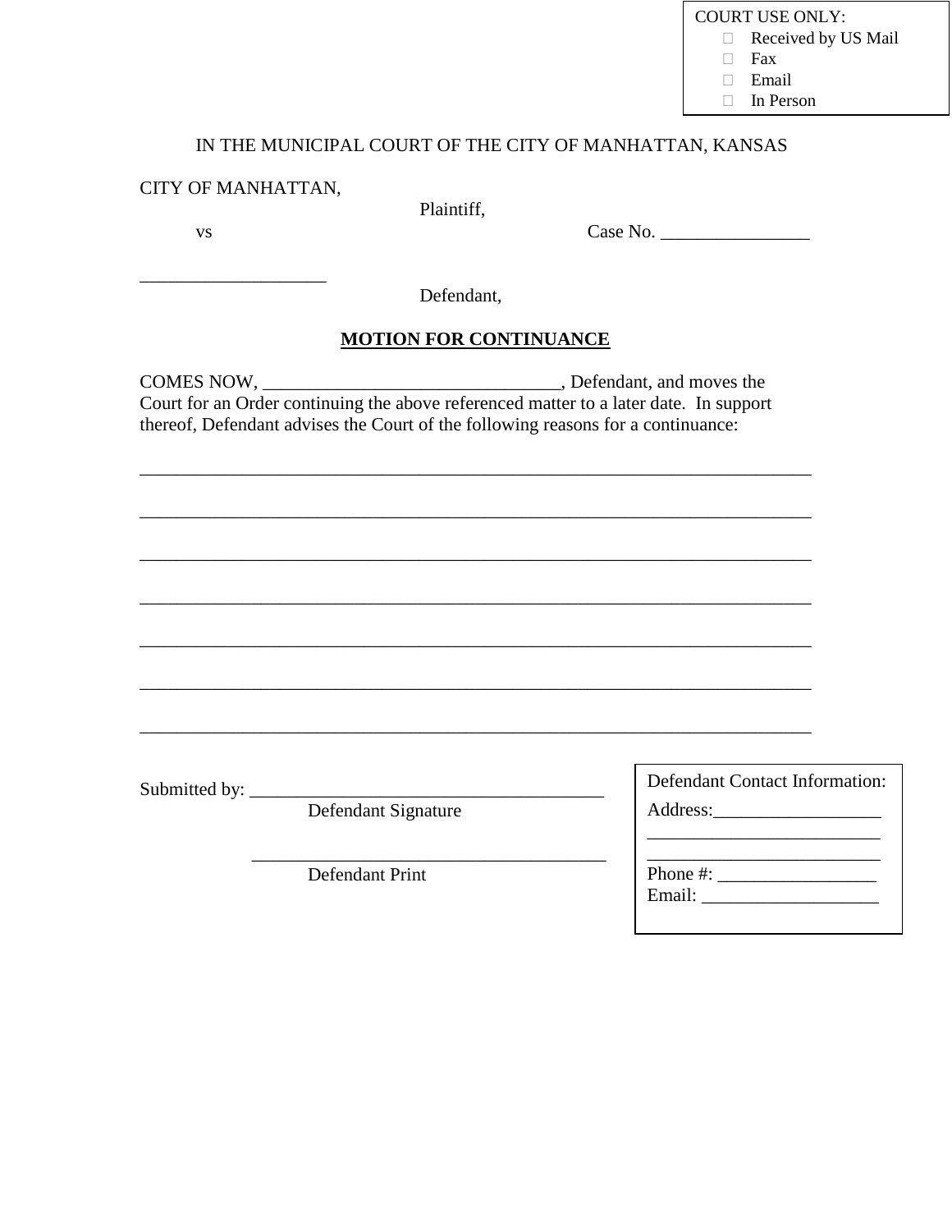COURT USE ONLY:
- Received by US Mail
- Fax
- Email
- In Person

IN THE MUNICIPAL COURT OF THE CITY OF MANHATTAN, KANSAS

CITY OF MANHATTAN,
Plaintiff,
vs
Case No. ________________

____________________
Defendant,

## MOTION FOR CONTINUANCE

COMES NOW, ________________________________, Defendant, and moves the Court for an Order continuing the above referenced matter to a later date. In support thereof, Defendant advises the Court of the following reasons for a continuance:

__________________________________________________________________________

__________________________________________________________________________

__________________________________________________________________________

__________________________________________________________________________

__________________________________________________________________________

__________________________________________________________________________

__________________________________________________________________________

Submitted by: ______________________________________
Defendant Signature

______________________________________
Defendant Print

Defendant Contact Information:
Address:__________________
__________________________
__________________________
Phone #: _________________
Email: ___________________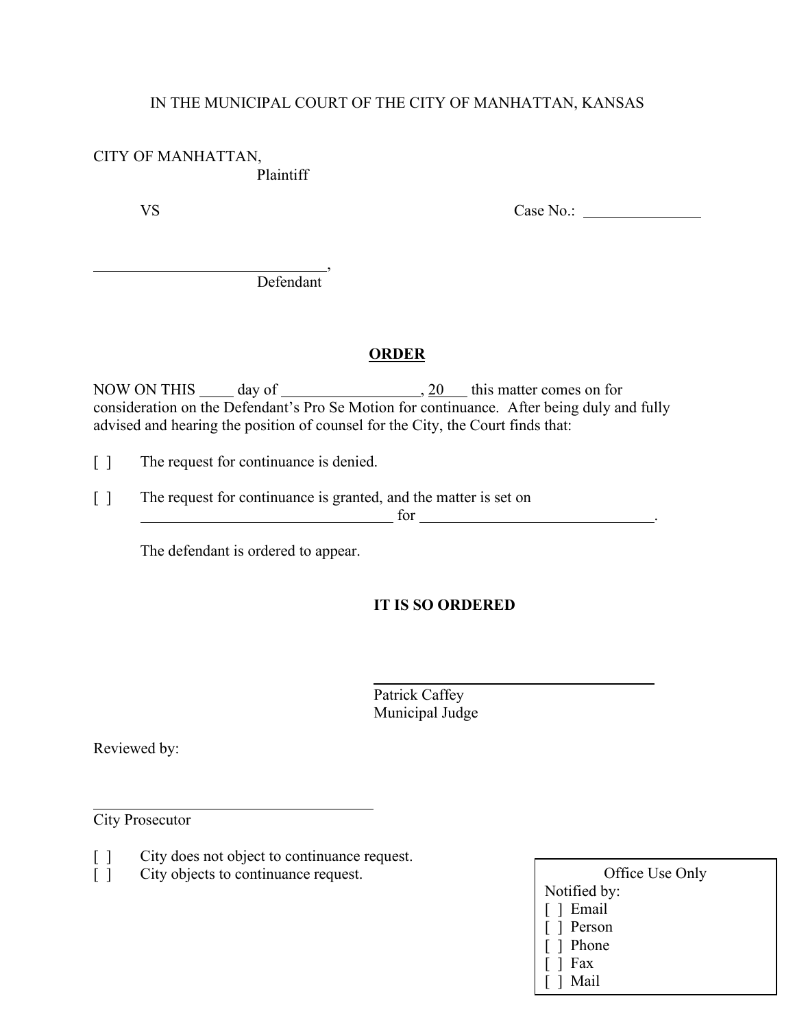IN THE MUNICIPAL COURT OF THE CITY OF MANHATTAN, KANSAS

CITY OF MANHATTAN,
Plaintiff

VS

Case No.: _______________

______________________________,
Defendant

**ORDER**

NOW ON THIS ____ day of __________________, 20___ this matter comes on for consideration on the Defendant's Pro Se Motion for continuance. After being duly and fully advised and hearing the position of counsel for the City, the Court finds that:

[ ] The request for continuance is denied.

[ ] The request for continuance is granted, and the matter is set on _________________________________ for ______________________________.

The defendant is ordered to appear.

**IT IS SO ORDERED**

_____________________________________
Patrick Caffey
Municipal Judge

Reviewed by:

_____________________________________
City Prosecutor

[ ] City does not object to continuance request.
[ ] City objects to continuance request.

Office Use Only
Notified by:
[ ] Email
[ ] Person
[ ] Phone
[ ] Fax
[ ] Mail